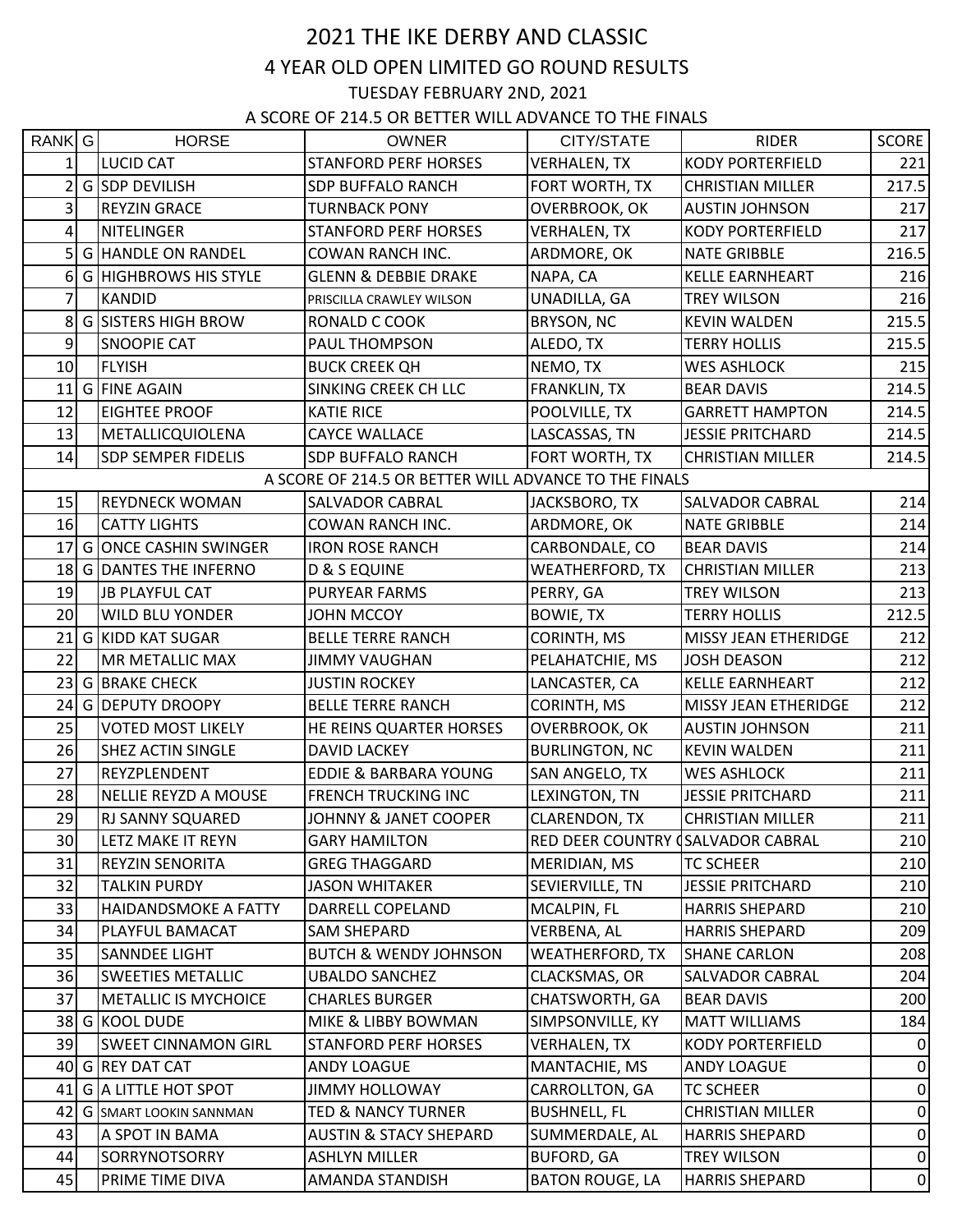# 2021 THE IKE DERBY AND CLASSIC

## 4 YEAR OLD OPEN LIMITED GO ROUND RESULTS

### TUESDAY FEBRUARY 2ND, 2021

A SCORE OF 214.5 OR BETTER WILL ADVANCE TO THE FINALS

| RANK | G | HORSE | OWNER | CITY/STATE | RIDER | SCORE |
|---|---|---|---|---|---|---|
| 1 | | LUCID CAT | STANFORD PERF HORSES | VERHALEN, TX | KODY PORTERFIELD | 221 |
| 2 | G | SDP DEVILISH | SDP BUFFALO RANCH | FORT WORTH, TX | CHRISTIAN MILLER | 217.5 |
| 3 | | REYZIN GRACE | TURNBACK PONY | OVERBROOK, OK | AUSTIN JOHNSON | 217 |
| 4 | | NITELINGER | STANFORD PERF HORSES | VERHALEN, TX | KODY PORTERFIELD | 217 |
| 5 | G | HANDLE ON RANDEL | COWAN RANCH INC. | ARDMORE, OK | NATE GRIBBLE | 216.5 |
| 6 | G | HIGHBROWS HIS STYLE | GLENN & DEBBIE DRAKE | NAPA, CA | KELLE EARNHEART | 216 |
| 7 | | KANDID | PRISCILLA CRAWLEY WILSON | UNADILLA, GA | TREY WILSON | 216 |
| 8 | G | SISTERS HIGH BROW | RONALD C COOK | BRYSON, NC | KEVIN WALDEN | 215.5 |
| 9 | | SNOOPIE CAT | PAUL THOMPSON | ALEDO, TX | TERRY HOLLIS | 215.5 |
| 10 | | FLYISH | BUCK CREEK QH | NEMO, TX | WES ASHLOCK | 215 |
| 11 | G | FINE AGAIN | SINKING CREEK CH LLC | FRANKLIN, TX | BEAR DAVIS | 214.5 |
| 12 | | EIGHTEE PROOF | KATIE RICE | POOLVILLE, TX | GARRETT HAMPTON | 214.5 |
| 13 | | METALLICQUIOLENA | CAYCE WALLACE | LASCASSAS, TN | JESSIE PRITCHARD | 214.5 |
| 14 | | SDP SEMPER FIDELIS | SDP BUFFALO RANCH | FORT WORTH, TX | CHRISTIAN MILLER | 214.5 |
| A SCORE OF 214.5 OR BETTER WILL ADVANCE TO THE FINALS | | | | | | |
| 15 | | REYDNECK WOMAN | SALVADOR CABRAL | JACKSBORO, TX | SALVADOR CABRAL | 214 |
| 16 | | CATTY LIGHTS | COWAN RANCH INC. | ARDMORE, OK | NATE GRIBBLE | 214 |
| 17 | G | ONCE CASHIN SWINGER | IRON ROSE RANCH | CARBONDALE, CO | BEAR DAVIS | 214 |
| 18 | G | DANTES THE INFERNO | D & S EQUINE | WEATHERFORD, TX | CHRISTIAN MILLER | 213 |
| 19 | | JB PLAYFUL CAT | PURYEAR FARMS | PERRY, GA | TREY WILSON | 213 |
| 20 | | WILD BLU YONDER | JOHN MCCOY | BOWIE, TX | TERRY HOLLIS | 212.5 |
| 21 | G | KIDD KAT SUGAR | BELLE TERRE RANCH | CORINTH, MS | MISSY JEAN ETHERIDGE | 212 |
| 22 | | MR METALLIC MAX | JIMMY VAUGHAN | PELAHATCHIE, MS | JOSH DEASON | 212 |
| 23 | G | BRAKE CHECK | JUSTIN ROCKEY | LANCASTER, CA | KELLE EARNHEART | 212 |
| 24 | G | DEPUTY DROOPY | BELLE TERRE RANCH | CORINTH, MS | MISSY JEAN ETHERIDGE | 212 |
| 25 | | VOTED MOST LIKELY | HE REINS QUARTER HORSES | OVERBROOK, OK | AUSTIN JOHNSON | 211 |
| 26 | | SHEZ ACTIN SINGLE | DAVID LACKEY | BURLINGTON, NC | KEVIN WALDEN | 211 |
| 27 | | REYZPLENDENT | EDDIE & BARBARA YOUNG | SAN ANGELO, TX | WES ASHLOCK | 211 |
| 28 | | NELLIE REYZD A MOUSE | FRENCH TRUCKING INC | LEXINGTON, TN | JESSIE PRITCHARD | 211 |
| 29 | | RJ SANNY SQUARED | JOHNNY & JANET COOPER | CLARENDON, TX | CHRISTIAN MILLER | 211 |
| 30 | | LETZ MAKE IT REYN | GARY HAMILTON | RED DEER COUNTRY ( | SALVADOR CABRAL | 210 |
| 31 | | REYZIN SENORITA | GREG THAGGARD | MERIDIAN, MS | TC SCHEER | 210 |
| 32 | | TALKIN PURDY | JASON WHITAKER | SEVIERVILLE, TN | JESSIE PRITCHARD | 210 |
| 33 | | HAIDANDSMOKE A FATTY | DARRELL COPELAND | MCALPIN, FL | HARRIS SHEPARD | 210 |
| 34 | | PLAYFUL BAMACAT | SAM SHEPARD | VERBENA, AL | HARRIS SHEPARD | 209 |
| 35 | | SANNDEE LIGHT | BUTCH & WENDY JOHNSON | WEATHERFORD, TX | SHANE CARLON | 208 |
| 36 | | SWEETIES METALLIC | UBALDO SANCHEZ | CLACKSMAS, OR | SALVADOR CABRAL | 204 |
| 37 | | METALLIC IS MYCHOICE | CHARLES BURGER | CHATSWORTH, GA | BEAR DAVIS | 200 |
| 38 | G | KOOL DUDE | MIKE & LIBBY BOWMAN | SIMPSONVILLE, KY | MATT WILLIAMS | 184 |
| 39 | | SWEET CINNAMON GIRL | STANFORD PERF HORSES | VERHALEN, TX | KODY PORTERFIELD | 0 |
| 40 | G | REY DAT CAT | ANDY LOAGUE | MANTACHIE, MS | ANDY LOAGUE | 0 |
| 41 | G | A LITTLE HOT SPOT | JIMMY HOLLOWAY | CARROLLTON, GA | TC SCHEER | 0 |
| 42 | G | SMART LOOKIN SANNMAN | TED & NANCY TURNER | BUSHNELL, FL | CHRISTIAN MILLER | 0 |
| 43 | | A SPOT IN BAMA | AUSTIN & STACY SHEPARD | SUMMERDALE, AL | HARRIS SHEPARD | 0 |
| 44 | | SORRYNOTSORRY | ASHLYN MILLER | BUFORD, GA | TREY WILSON | 0 |
| 45 | | PRIME TIME DIVA | AMANDA STANDISH | BATON ROUGE, LA | HARRIS SHEPARD | 0 |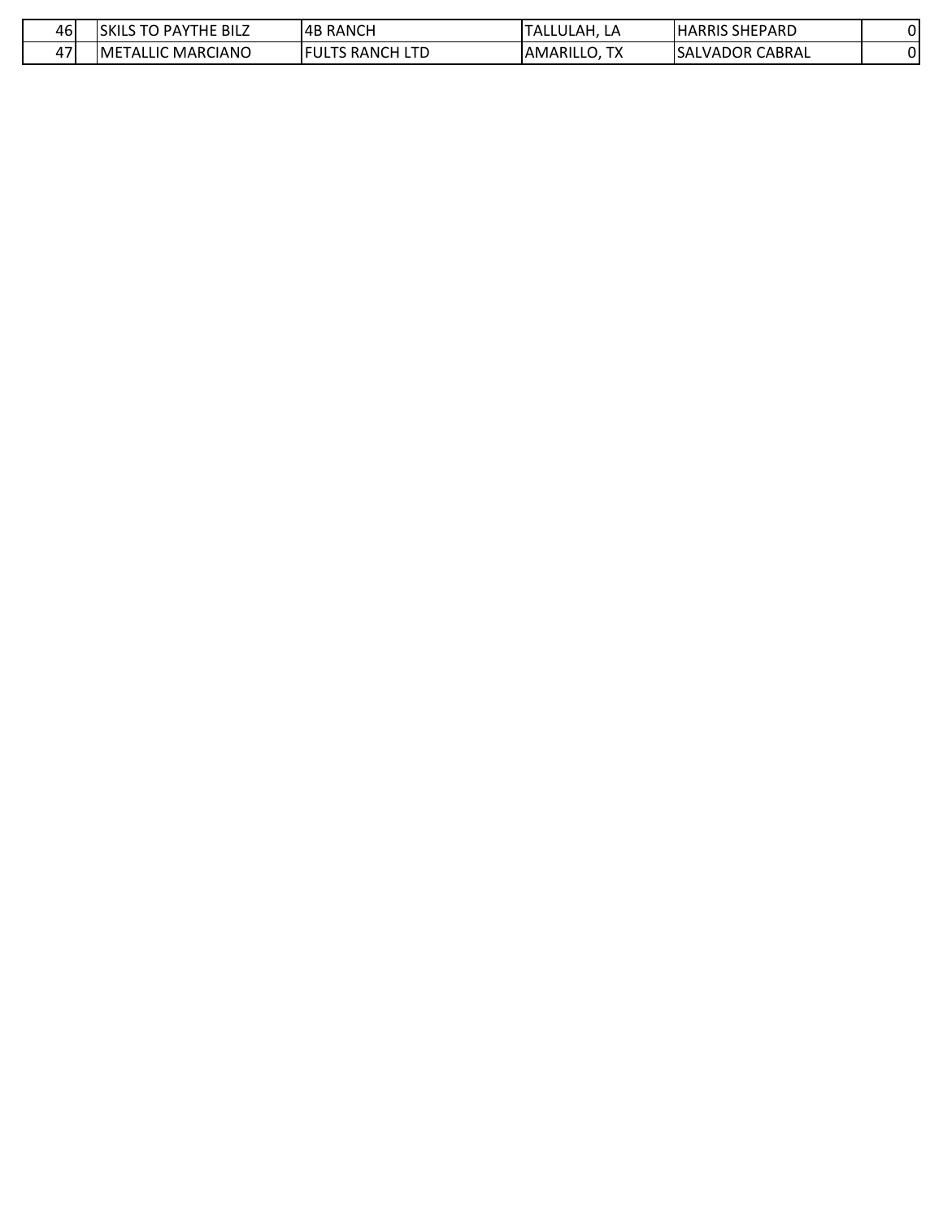| | | | | | | |
|---|---|---|---|---|---|---|
| 46 | | SKILS TO PAYTHE BILZ | 4B RANCH | TALLULAH, LA | HARRIS SHEPARD | 0 |
| 47 | | METALLIC MARCIANO | FULTS RANCH LTD | AMARILLO, TX | SALVADOR CABRAL | 0 |